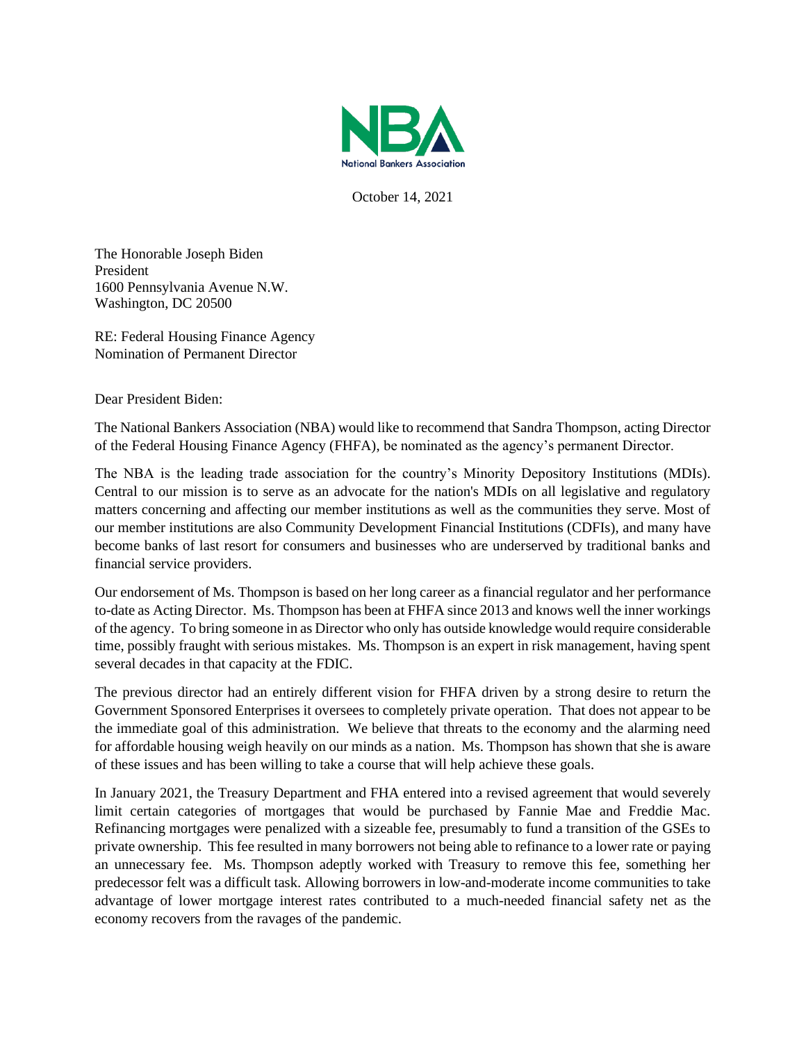October 14, 2021

The Honorable Joseph Biden
President
1600 Pennsylvania Avenue N.W.
Washington, DC 20500

RE: Federal Housing Finance Agency
Nomination of Permanent Director

Dear President Biden:

The National Bankers Association (NBA) would like to recommend that Sandra Thompson, acting Director of the Federal Housing Finance Agency (FHFA), be nominated as the agency's permanent Director.

The NBA is the leading trade association for the country's Minority Depository Institutions (MDIs). Central to our mission is to serve as an advocate for the nation's MDIs on all legislative and regulatory matters concerning and affecting our member institutions as well as the communities they serve. Most of our member institutions are also Community Development Financial Institutions (CDFIs), and many have become banks of last resort for consumers and businesses who are underserved by traditional banks and financial service providers.

Our endorsement of Ms. Thompson is based on her long career as a financial regulator and her performance to-date as Acting Director. Ms. Thompson has been at FHFA since 2013 and knows well the inner workings of the agency. To bring someone in as Director who only has outside knowledge would require considerable time, possibly fraught with serious mistakes. Ms. Thompson is an expert in risk management, having spent several decades in that capacity at the FDIC.

The previous director had an entirely different vision for FHFA driven by a strong desire to return the Government Sponsored Enterprises it oversees to completely private operation. That does not appear to be the immediate goal of this administration. We believe that threats to the economy and the alarming need for affordable housing weigh heavily on our minds as a nation. Ms. Thompson has shown that she is aware of these issues and has been willing to take a course that will help achieve these goals.

In January 2021, the Treasury Department and FHA entered into a revised agreement that would severely limit certain categories of mortgages that would be purchased by Fannie Mae and Freddie Mac. Refinancing mortgages were penalized with a sizeable fee, presumably to fund a transition of the GSEs to private ownership. This fee resulted in many borrowers not being able to refinance to a lower rate or paying an unnecessary fee. Ms. Thompson adeptly worked with Treasury to remove this fee, something her predecessor felt was a difficult task. Allowing borrowers in low-and-moderate income communities to take advantage of lower mortgage interest rates contributed to a much-needed financial safety net as the economy recovers from the ravages of the pandemic.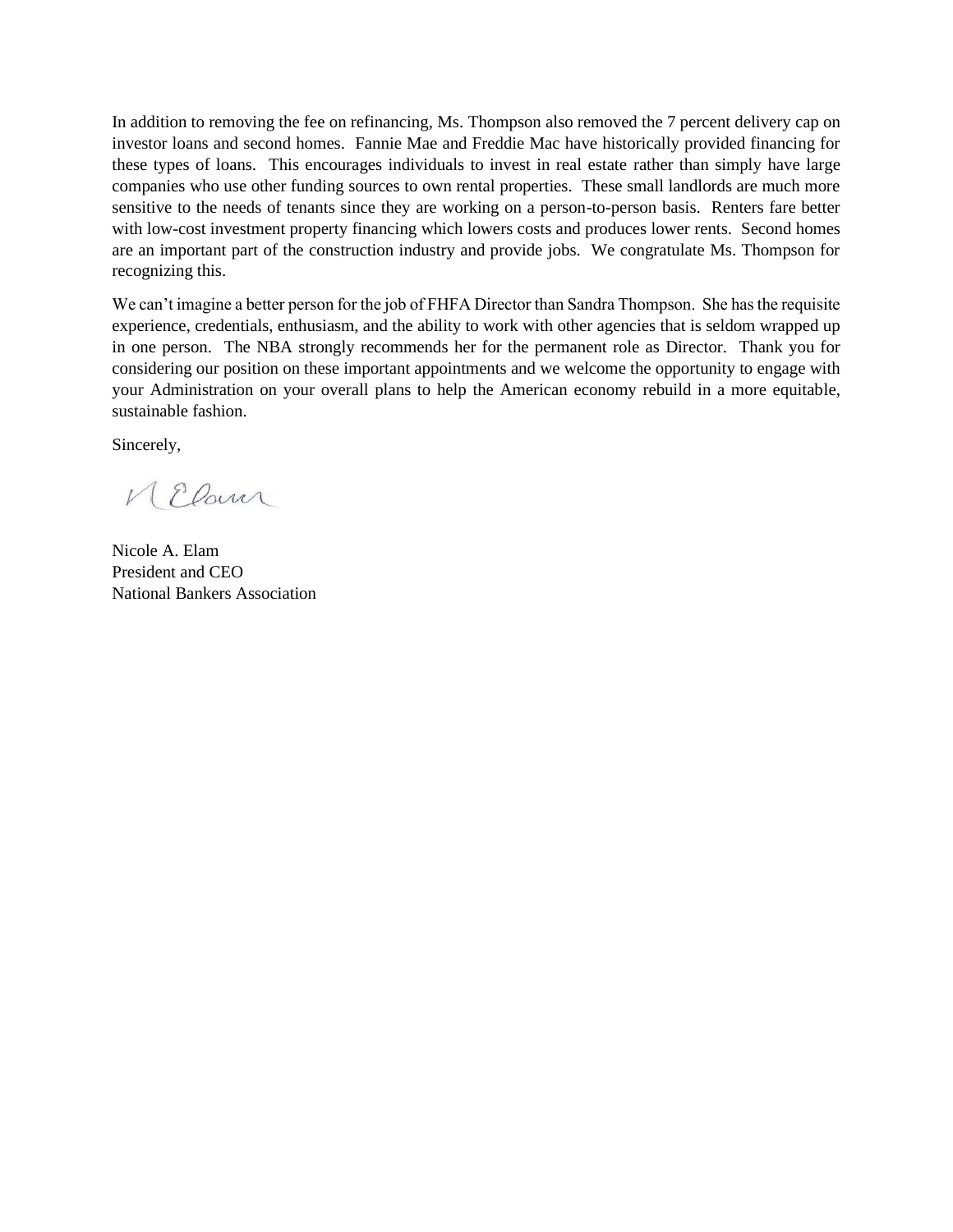In addition to removing the fee on refinancing, Ms. Thompson also removed the 7 percent delivery cap on investor loans and second homes. Fannie Mae and Freddie Mac have historically provided financing for these types of loans. This encourages individuals to invest in real estate rather than simply have large companies who use other funding sources to own rental properties. These small landlords are much more sensitive to the needs of tenants since they are working on a person-to-person basis. Renters fare better with low-cost investment property financing which lowers costs and produces lower rents. Second homes are an important part of the construction industry and provide jobs. We congratulate Ms. Thompson for recognizing this.

We can't imagine a better person for the job of FHFA Director than Sandra Thompson. She has the requisite experience, credentials, enthusiasm, and the ability to work with other agencies that is seldom wrapped up in one person. The NBA strongly recommends her for the permanent role as Director. Thank you for considering our position on these important appointments and we welcome the opportunity to engage with your Administration on your overall plans to help the American economy rebuild in a more equitable, sustainable fashion.

Sincerely,

N Elam

Nicole A. Elam
President and CEO
National Bankers Association